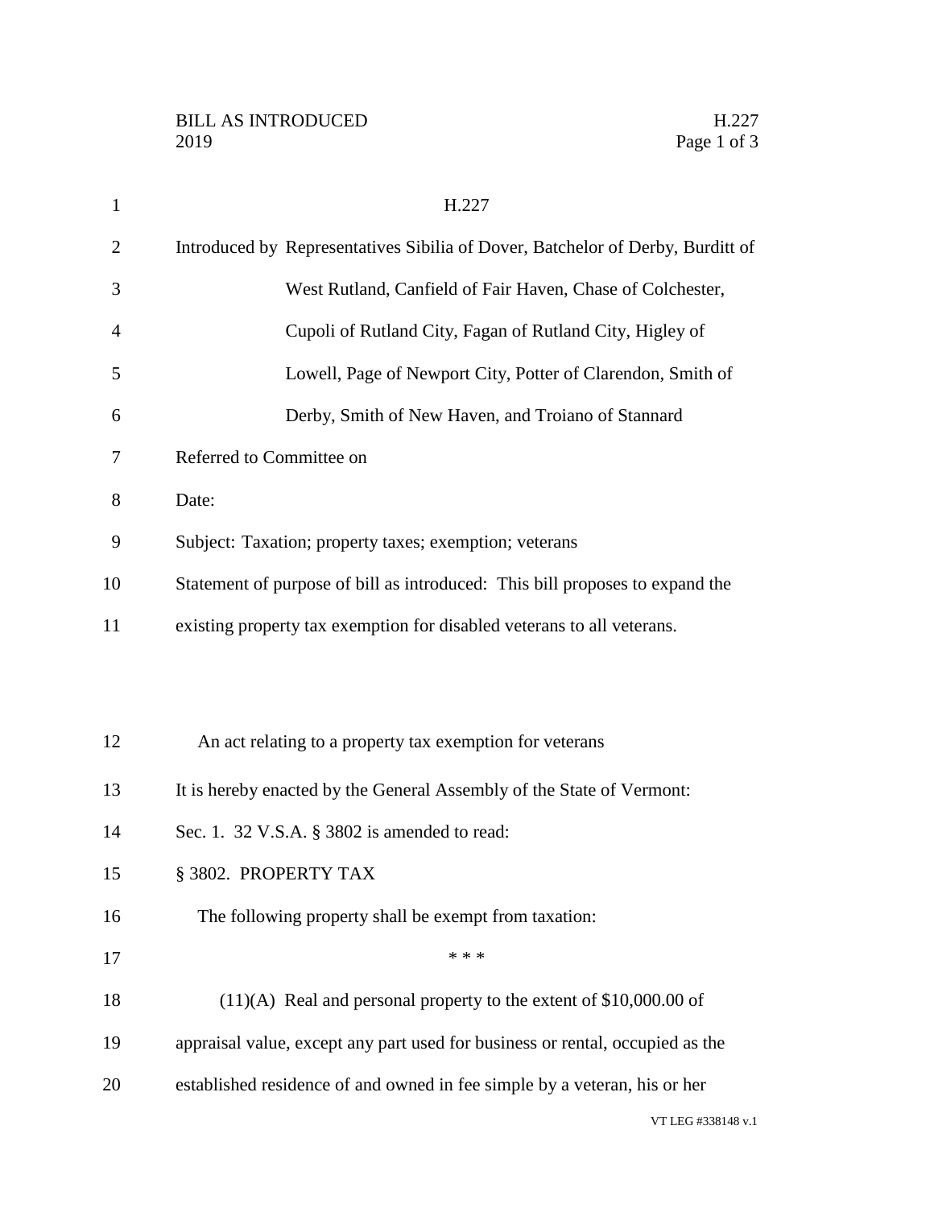H.227

Introduced by Representatives Sibilia of Dover, Batchelor of Derby, Burditt of West Rutland, Canfield of Fair Haven, Chase of Colchester, Cupoli of Rutland City, Fagan of Rutland City, Higley of Lowell, Page of Newport City, Potter of Clarendon, Smith of Derby, Smith of New Haven, and Troiano of Stannard

Referred to Committee on

Date:

Subject: Taxation; property taxes; exemption; veterans

Statement of purpose of bill as introduced: This bill proposes to expand the existing property tax exemption for disabled veterans to all veterans.

An act relating to a property tax exemption for veterans

It is hereby enacted by the General Assembly of the State of Vermont:

Sec. 1. 32 V.S.A. § 3802 is amended to read:

§ 3802. PROPERTY TAX

The following property shall be exempt from taxation:

\* \* \*

(11)(A) Real and personal property to the extent of $10,000.00 of appraisal value, except any part used for business or rental, occupied as the established residence of and owned in fee simple by a veteran, his or her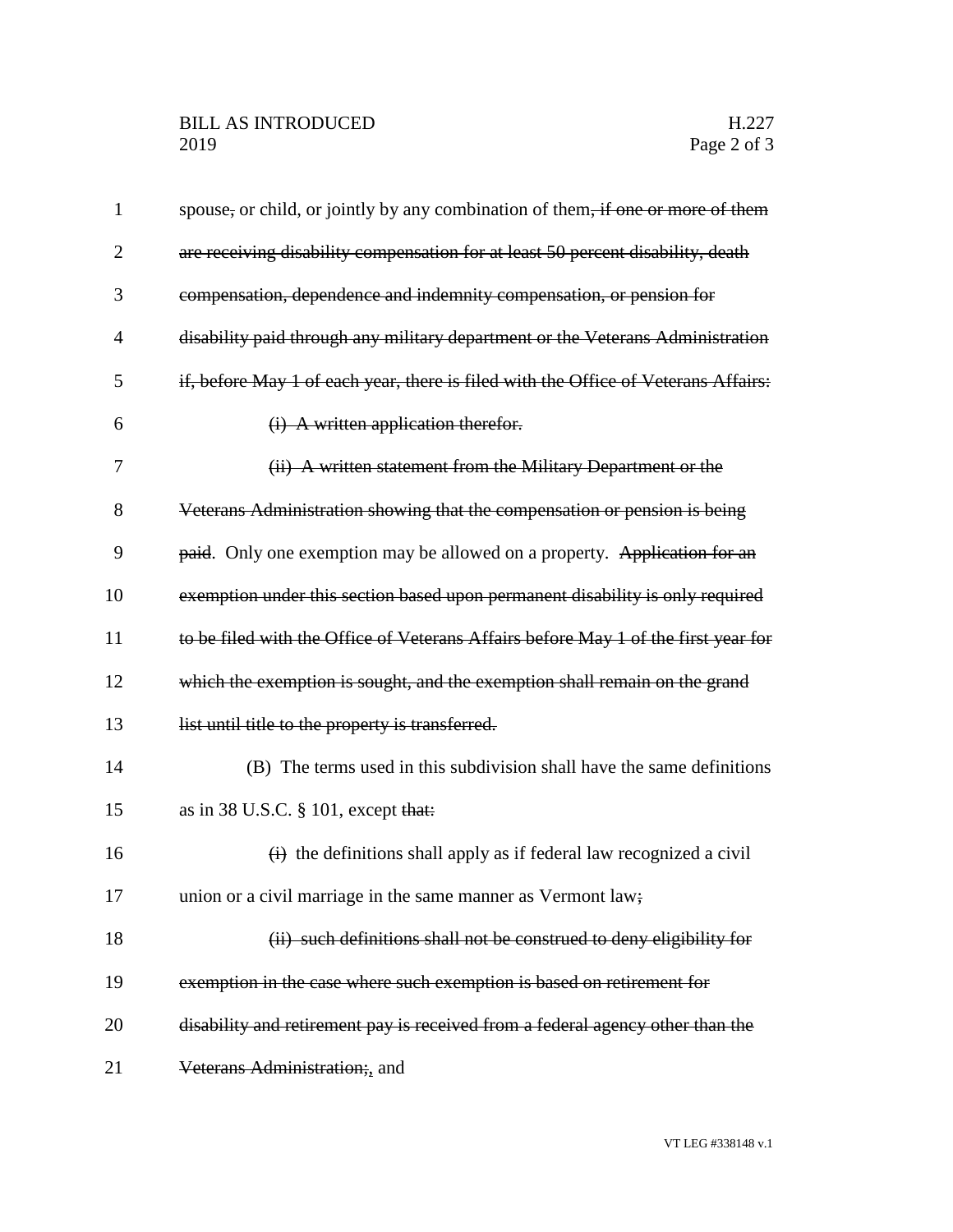spouse~~,~~ or child, or jointly by any combination of them~~, if one or more of them are receiving disability compensation for at least 50 percent disability, death compensation, dependence and indemnity compensation, or pension for disability paid through any military department or the Veterans Administration if, before May 1 of each year, there is filed with the Office of Veterans Affairs:~~

~~(i) A written application therefor.~~

~~(ii) A written statement from the Military Department or the Veterans Administration showing that the compensation or pension is being paid~~. Only one exemption may be allowed on a property. ~~Application for an exemption under this section based upon permanent disability is only required to be filed with the Office of Veterans Affairs before May 1 of the first year for which the exemption is sought, and the exemption shall remain on the grand list until title to the property is transferred.~~

(B) The terms used in this subdivision shall have the same definitions as in 38 U.S.C. § 101, except ~~that:~~

~~(i)~~ the definitions shall apply as if federal law recognized a civil union or a civil marriage in the same manner as Vermont law~~;~~

~~(ii) such definitions shall not be construed to deny eligibility for exemption in the case where such exemption is based on retirement for disability and retirement pay is received from a federal agency other than the Veterans Administration;~~, and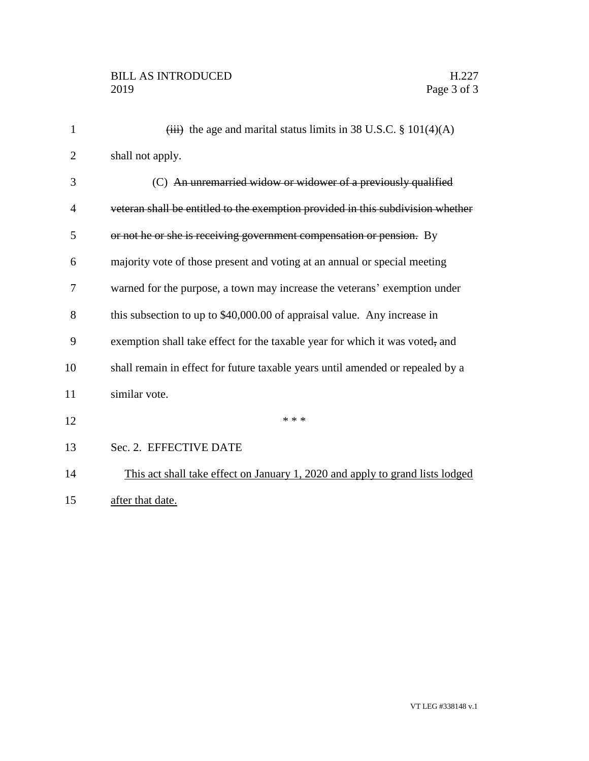(iii) the age and marital status limits in 38 U.S.C. § 101(4)(A) shall not apply.

(C) ~~An unremarried widow or widower of a previously qualified veteran shall be entitled to the exemption provided in this subdivision whether or not he or she is receiving government compensation or pension.~~ By majority vote of those present and voting at an annual or special meeting warned for the purpose, a town may increase the veterans' exemption under this subsection to up to $40,000.00 of appraisal value. Any increase in exemption shall take effect for the taxable year for which it was voted~~,~~ and shall remain in effect for future taxable years until amended or repealed by a similar vote.

\* \* \*

Sec. 2. EFFECTIVE DATE

<u>This act shall take effect on January 1, 2020 and apply to grand lists lodged after that date.</u>